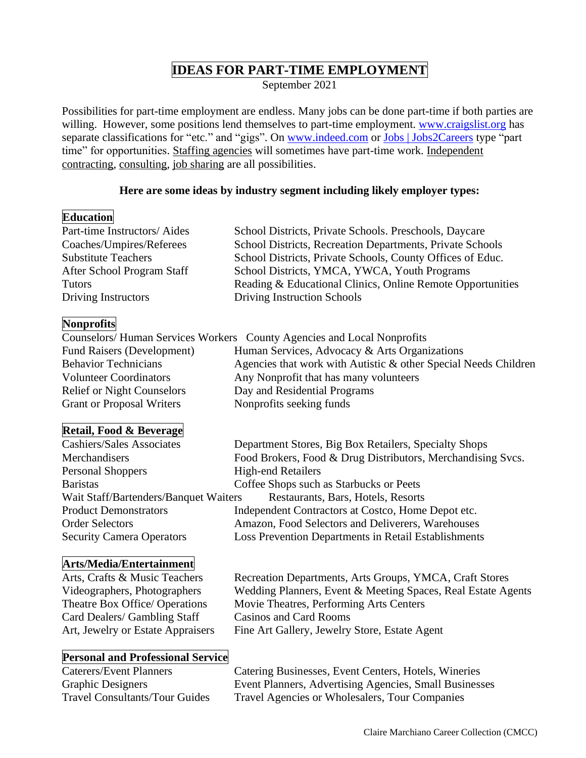# IDEAS FOR PART-TIME EMPLOYMENT

September 2021

Possibilities for part-time employment are endless. Many jobs can be done part-time if both parties are willing. However, some positions lend themselves to part-time employment. [www.craigslist.org](http://www.craigslist.org) has separate classifications for "etc." and "gigs". On [www.indeed.com](http://www.indeed.com) or [Jobs | Jobs2Careers](#) type "part time" for opportunities. Staffing agencies will sometimes have part-time work. Independent contracting, consulting, job sharing are all possibilities.

**Here are some ideas by industry segment including likely employer types:**

## Education

| Position | Likely Employers |
|---|---|
| Part-time Instructors/ Aides | School Districts, Private Schools. Preschools, Daycare |
| Coaches/Umpires/Referees | School Districts, Recreation Departments, Private Schools |
| Substitute Teachers | School Districts, Private Schools, County Offices of Educ. |
| After School Program Staff | School Districts, YMCA, YWCA, Youth Programs |
| Tutors | Reading & Educational Clinics, Online Remote Opportunities |
| Driving Instructors | Driving Instruction Schools |

## Nonprofits

| Position | Likely Employers |
|---|---|
| Counselors/ Human Services Workers | County Agencies and Local Nonprofits |
| Fund Raisers (Development) | Human Services, Advocacy & Arts Organizations |
| Behavior Technicians | Agencies that work with Autistic & other Special Needs Children |
| Volunteer Coordinators | Any Nonprofit that has many volunteers |
| Relief or Night Counselors | Day and Residential Programs |
| Grant or Proposal Writers | Nonprofits seeking funds |

## Retail, Food & Beverage

| Position | Likely Employers |
|---|---|
| Cashiers/Sales Associates | Department Stores, Big Box Retailers, Specialty Shops |
| Merchandisers | Food Brokers, Food & Drug Distributors, Merchandising Svcs. |
| Personal Shoppers | High-end Retailers |
| Baristas | Coffee Shops such as Starbucks or Peets |
| Wait Staff/Bartenders/Banquet Waiters | Restaurants, Bars, Hotels, Resorts |
| Product Demonstrators | Independent Contractors at Costco, Home Depot etc. |
| Order Selectors | Amazon, Food Selectors and Deliverers, Warehouses |
| Security Camera Operators | Loss Prevention Departments in Retail Establishments |

## Arts/Media/Entertainment

| Position | Likely Employers |
|---|---|
| Arts, Crafts & Music Teachers | Recreation Departments, Arts Groups, YMCA, Craft Stores |
| Videographers, Photographers | Wedding Planners, Event & Meeting Spaces, Real Estate Agents |
| Theatre Box Office/ Operations | Movie Theatres, Performing Arts Centers |
| Card Dealers/ Gambling Staff | Casinos and Card Rooms |
| Art, Jewelry or Estate Appraisers | Fine Art Gallery, Jewelry Store, Estate Agent |

## Personal and Professional Service

| Position | Likely Employers |
|---|---|
| Caterers/Event Planners | Catering Businesses, Event Centers, Hotels, Wineries |
| Graphic Designers | Event Planners, Advertising Agencies, Small Businesses |
| Travel Consultants/Tour Guides | Travel Agencies or Wholesalers, Tour Companies |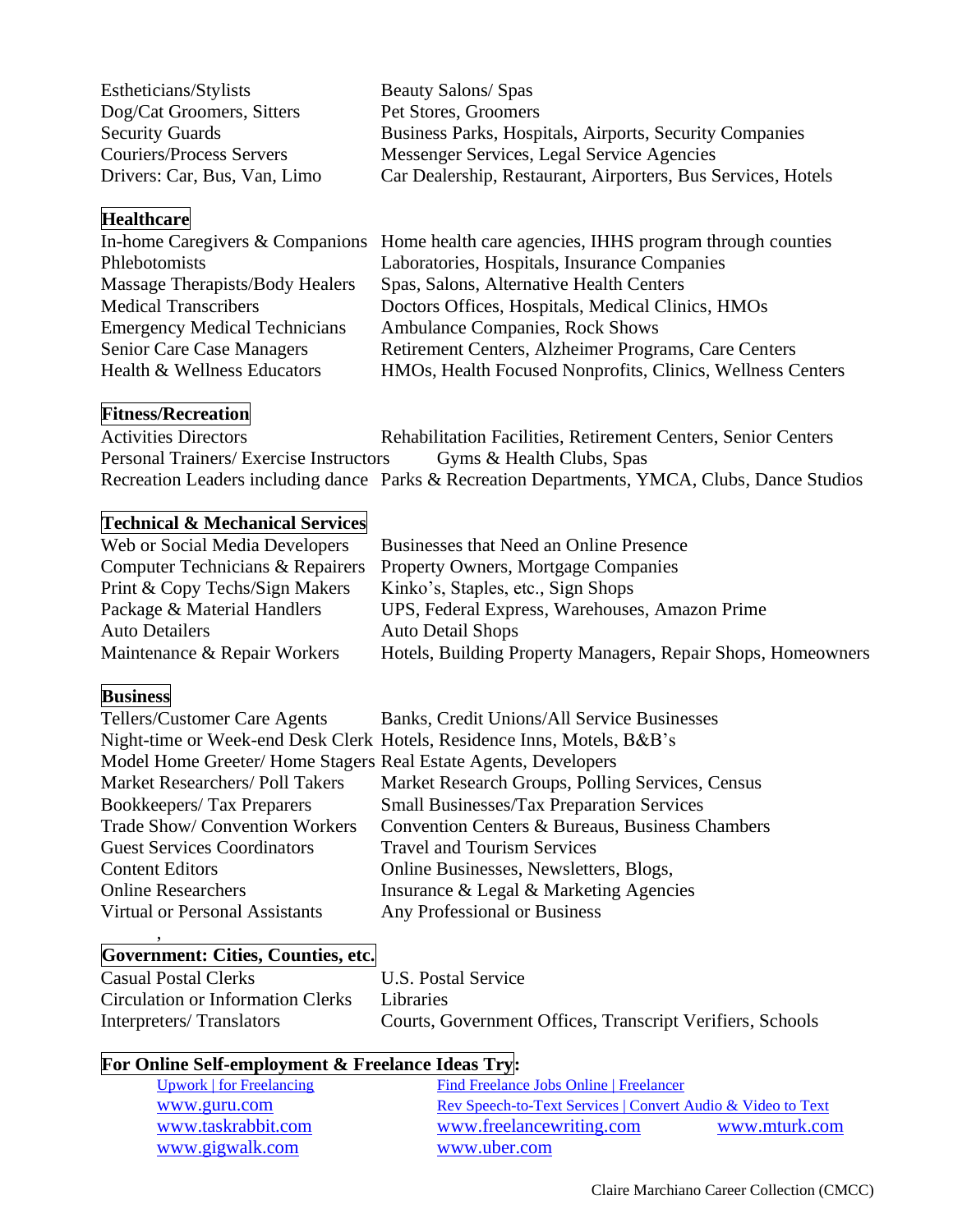| | |
|---|---|
| Estheticians/Stylists | Beauty Salons/ Spas |
| Dog/Cat Groomers, Sitters | Pet Stores, Groomers |
| Security Guards | Business Parks, Hospitals, Airports, Security Companies |
| Couriers/Process Servers | Messenger Services, Legal Service Agencies |
| Drivers: Car, Bus, Van, Limo | Car Dealership, Restaurant, Airporters, Bus Services, Hotels |

**Healthcare**

| | |
|---|---|
| In-home Caregivers & Companions | Home health care agencies, IHHS program through counties |
| Phlebotomists | Laboratories, Hospitals, Insurance Companies |
| Massage Therapists/Body Healers | Spas, Salons, Alternative Health Centers |
| Medical Transcribers | Doctors Offices, Hospitals, Medical Clinics, HMOs |
| Emergency Medical Technicians | Ambulance Companies, Rock Shows |
| Senior Care Case Managers | Retirement Centers, Alzheimer Programs, Care Centers |
| Health & Wellness Educators | HMOs, Health Focused Nonprofits, Clinics, Wellness Centers |

**Fitness/Recreation**

| | |
|---|---|
| Activities Directors | Rehabilitation Facilities, Retirement Centers, Senior Centers |
| Personal Trainers/ Exercise Instructors | Gyms & Health Clubs, Spas |
| Recreation Leaders including dance | Parks & Recreation Departments, YMCA, Clubs, Dance Studios |

**Technical & Mechanical Services**

| | |
|---|---|
| Web or Social Media Developers | Businesses that Need an Online Presence |
| Computer Technicians & Repairers | Property Owners, Mortgage Companies |
| Print & Copy Techs/Sign Makers | Kinko's, Staples, etc., Sign Shops |
| Package & Material Handlers | UPS, Federal Express, Warehouses, Amazon Prime |
| Auto Detailers | Auto Detail Shops |
| Maintenance & Repair Workers | Hotels, Building Property Managers, Repair Shops, Homeowners |

**Business**

| | |
|---|---|
| Tellers/Customer Care Agents | Banks, Credit Unions/All Service Businesses |
| Night-time or Week-end Desk Clerk | Hotels, Residence Inns, Motels, B&B's |
| Model Home Greeter/ Home Stagers | Real Estate Agents, Developers |
| Market Researchers/ Poll Takers | Market Research Groups, Polling Services, Census |
| Bookkeepers/ Tax Preparers | Small Businesses/Tax Preparation Services |
| Trade Show/ Convention Workers | Convention Centers & Bureaus, Business Chambers |
| Guest Services Coordinators | Travel and Tourism Services |
| Content Editors | Online Businesses, Newsletters, Blogs, |
| Online Researchers | Insurance & Legal & Marketing Agencies |
| Virtual or Personal Assistants | Any Professional or Business |

**Government: Cities, Counties, etc.**

| | |
|---|---|
| Casual Postal Clerks | U.S. Postal Service |
| Circulation or Information Clerks | Libraries |
| Interpreters/ Translators | Courts, Government Offices, Transcript Verifiers, Schools |

**For Online Self-employment & Freelance Ideas Try:**

Upwork | for Freelancing
Find Freelance Jobs Online | Freelancer
www.guru.com
Rev Speech-to-Text Services | Convert Audio & Video to Text
www.taskrabbit.com
www.freelancewriting.com
www.mturk.com
www.gigwalk.com
www.uber.com

Claire Marchiano Career Collection (CMCC)